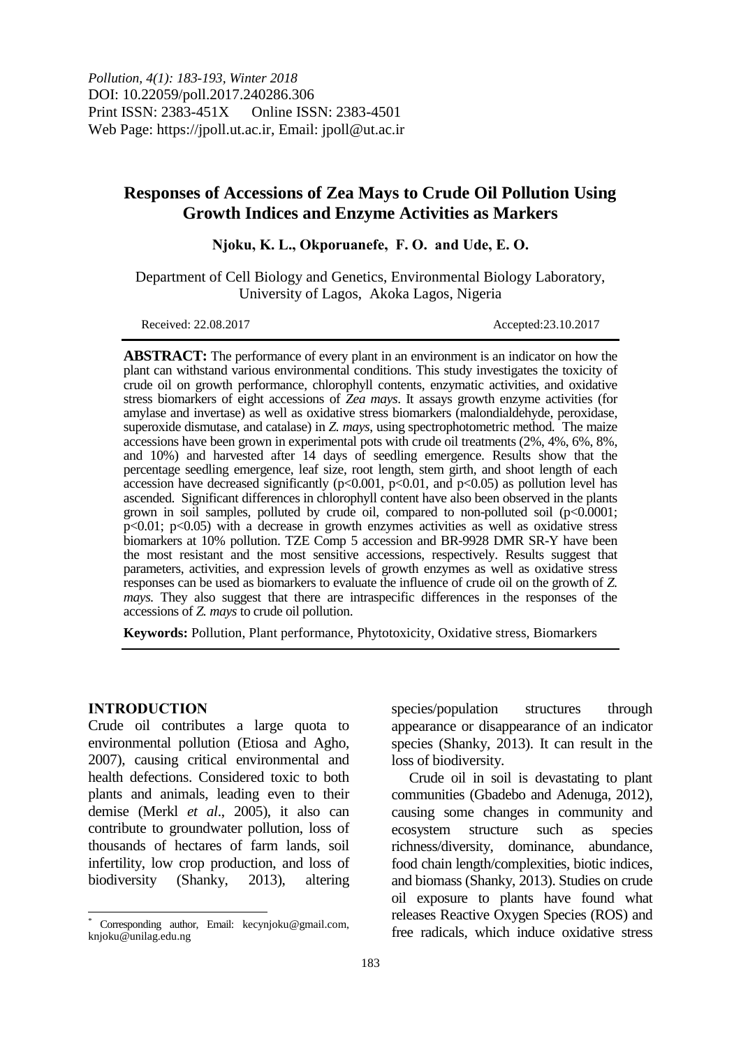*Pollution, 4(1): 183-193, Winter 2018*
DOI: 10.22059/poll.2017.240286.306
Print ISSN: 2383-451X Online ISSN: 2383-4501
Web Page: https://jpoll.ut.ac.ir, Email: jpoll@ut.ac.ir

# Responses of Accessions of Zea Mays to Crude Oil Pollution Using Growth Indices and Enzyme Activities as Markers

**Njoku, K. L., Okporuanefe, F. O. and Ude, E. O.**

Department of Cell Biology and Genetics, Environmental Biology Laboratory, University of Lagos, Akoka Lagos, Nigeria

Received: 22.08.2017 Accepted:23.10.2017

**ABSTRACT:** The performance of every plant in an environment is an indicator on how the plant can withstand various environmental conditions. This study investigates the toxicity of crude oil on growth performance, chlorophyll contents, enzymatic activities, and oxidative stress biomarkers of eight accessions of *Zea mays*. It assays growth enzyme activities (for amylase and invertase) as well as oxidative stress biomarkers (malondialdehyde, peroxidase, superoxide dismutase, and catalase) in *Z. mays*, using spectrophotometric method. The maize accessions have been grown in experimental pots with crude oil treatments (2%, 4%, 6%, 8%, and 10%) and harvested after 14 days of seedling emergence. Results show that the percentage seedling emergence, leaf size, root length, stem girth, and shoot length of each accession have decreased significantly ($p<0.001$, $p<0.01$, and $p<0.05$) as pollution level has ascended. Significant differences in chlorophyll content have also been observed in the plants grown in soil samples, polluted by crude oil, compared to non-polluted soil ($p<0.0001$; $p<0.01$; $p<0.05$) with a decrease in growth enzymes activities as well as oxidative stress biomarkers at 10% pollution. TZE Comp 5 accession and BR-9928 DMR SR-Y have been the most resistant and the most sensitive accessions, respectively. Results suggest that parameters, activities, and expression levels of growth enzymes as well as oxidative stress responses can be used as biomarkers to evaluate the influence of crude oil on the growth of *Z. mays.* They also suggest that there are intraspecific differences in the responses of the accessions of *Z. mays* to crude oil pollution.

**Keywords:** Pollution, Plant performance, Phytotoxicity, Oxidative stress, Biomarkers

## INTRODUCTION

Crude oil contributes a large quota to environmental pollution (Etiosa and Agho, 2007), causing critical environmental and health defections. Considered toxic to both plants and animals, leading even to their demise (Merkl *et al*., 2005), it also can contribute to groundwater pollution, loss of thousands of hectares of farm lands, soil infertility, low crop production, and loss of biodiversity (Shanky, 2013), altering species/population structures through appearance or disappearance of an indicator species (Shanky, 2013). It can result in the loss of biodiversity.

Crude oil in soil is devastating to plant communities (Gbadebo and Adenuga, 2012), causing some changes in community and ecosystem structure such as species richness/diversity, dominance, abundance, food chain length/complexities, biotic indices, and biomass (Shanky, 2013). Studies on crude oil exposure to plants have found what releases Reactive Oxygen Species (ROS) and free radicals, which induce oxidative stress

[*] Corresponding author, Email: kecynjoku@gmail.com, knjoku@unilag.edu.ng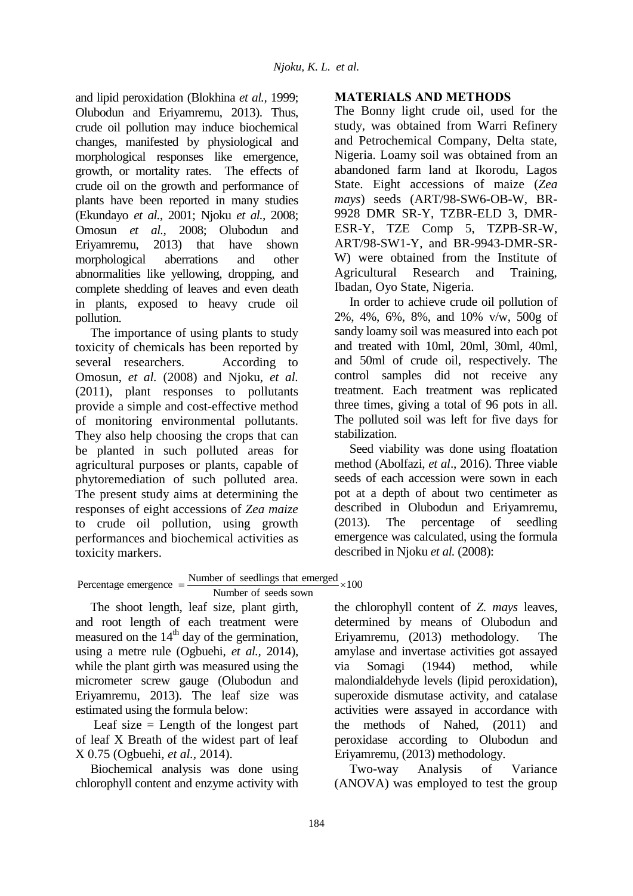and lipid peroxidation (Blokhina *et al.*, 1999; Olubodun and Eriyamremu, 2013). Thus, crude oil pollution may induce biochemical changes, manifested by physiological and morphological responses like emergence, growth, or mortality rates. The effects of crude oil on the growth and performance of plants have been reported in many studies (Ekundayo *et al.*, 2001; Njoku *et al.*, 2008; Omosun *et al.*, 2008; Olubodun and Eriyamremu, 2013) that have shown morphological aberrations and other abnormalities like yellowing, dropping, and complete shedding of leaves and even death in plants, exposed to heavy crude oil pollution.

The importance of using plants to study toxicity of chemicals has been reported by several researchers. According to Omosun, *et al.* (2008) and Njoku, *et al.* (2011), plant responses to pollutants provide a simple and cost-effective method of monitoring environmental pollutants. They also help choosing the crops that can be planted in such polluted areas for agricultural purposes or plants, capable of phytoremediation of such polluted area. The present study aims at determining the responses of eight accessions of *Zea maize* to crude oil pollution, using growth performances and biochemical activities as toxicity markers.

## MATERIALS AND METHODS

The Bonny light crude oil, used for the study, was obtained from Warri Refinery and Petrochemical Company, Delta state, Nigeria. Loamy soil was obtained from an abandoned farm land at Ikorodu, Lagos State. Eight accessions of maize (*Zea mays*) seeds (ART/98-SW6-OB-W, BR-9928 DMR SR-Y, TZBR-ELD 3, DMR-ESR-Y, TZE Comp 5, TZPB-SR-W, ART/98-SW1-Y, and BR-9943-DMR-SR-W) were obtained from the Institute of Agricultural Research and Training, Ibadan, Oyo State, Nigeria.

In order to achieve crude oil pollution of 2%, 4%, 6%, 8%, and 10% v/w, 500g of sandy loamy soil was measured into each pot and treated with 10ml, 20ml, 30ml, 40ml, and 50ml of crude oil, respectively. The control samples did not receive any treatment. Each treatment was replicated three times, giving a total of 96 pots in all. The polluted soil was left for five days for stabilization.

Seed viability was done using floatation method (Abolfazi, *et al*., 2016). Three viable seeds of each accession were sown in each pot at a depth of about two centimeter as described in Olubodun and Eriyamremu, (2013). The percentage of seedling emergence was calculated, using the formula described in Njoku *et al.* (2008):

$$\text{Percentage emergence} = \frac{\text{Number of seedlings that emerged}}{\text{Number of seeds sown}} \times 100$$

The shoot length, leaf size, plant girth, and root length of each treatment were measured on the 14$^{th}$ day of the germination, using a metre rule (Ogbuehi, *et al.*, 2014), while the plant girth was measured using the micrometer screw gauge (Olubodun and Eriyamremu, 2013). The leaf size was estimated using the formula below:

Leaf size = Length of the longest part of leaf X Breath of the widest part of leaf X 0.75 (Ogbuehi, *et al.*, 2014).

Biochemical analysis was done using chlorophyll content and enzyme activity with the chlorophyll content of *Z. mays* leaves, determined by means of Olubodun and Eriyamremu, (2013) methodology. The amylase and invertase activities got assayed via Somagi (1944) method, while malondialdehyde levels (lipid peroxidation), superoxide dismutase activity, and catalase activities were assayed in accordance with the methods of Nahed, (2011) and peroxidase according to Olubodun and Eriyamremu, (2013) methodology.

Two-way Analysis of Variance (ANOVA) was employed to test the group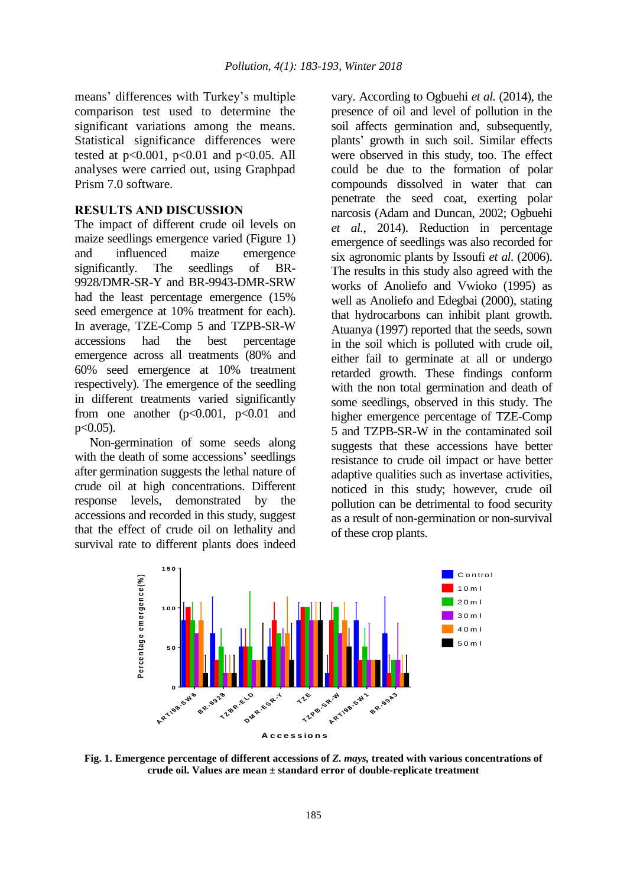means' differences with Turkey's multiple comparison test used to determine the significant variations among the means. Statistical significance differences were tested at $p<0.001$, $p<0.01$ and $p<0.05$. All analyses were carried out, using Graphpad Prism 7.0 software.

## RESULTS AND DISCUSSION

The impact of different crude oil levels on maize seedlings emergence varied (Figure 1) and influenced maize emergence significantly. The seedlings of BR-9928/DMR-SR-Y and BR-9943-DMR-SRW had the least percentage emergence (15% seed emergence at 10% treatment for each). In average, TZE-Comp 5 and TZPB-SR-W accessions had the best percentage emergence across all treatments (80% and 60% seed emergence at 10% treatment respectively). The emergence of the seedling in different treatments varied significantly from one another ($p<0.001$, $p<0.01$ and $p<0.05$).

Non-germination of some seeds along with the death of some accessions' seedlings after germination suggests the lethal nature of crude oil at high concentrations. Different response levels, demonstrated by the accessions and recorded in this study, suggest that the effect of crude oil on lethality and survival rate to different plants does indeed vary. According to Ogbuehi *et al.* (2014), the presence of oil and level of pollution in the soil affects germination and, subsequently, plants' growth in such soil. Similar effects were observed in this study, too. The effect could be due to the formation of polar compounds dissolved in water that can penetrate the seed coat, exerting polar narcosis (Adam and Duncan, 2002; Ogbuehi *et al.*, 2014). Reduction in percentage emergence of seedlings was also recorded for six agronomic plants by Issoufi *et al.* (2006). The results in this study also agreed with the works of Anoliefo and Vwioko (1995) as well as Anoliefo and Edegbai (2000), stating that hydrocarbons can inhibit plant growth. Atuanya (1997) reported that the seeds, sown in the soil which is polluted with crude oil, either fail to germinate at all or undergo retarded growth. These findings conform with the non total germination and death of some seedlings, observed in this study. The higher emergence percentage of TZE-Comp 5 and TZPB-SR-W in the contaminated soil suggests that these accessions have better resistance to crude oil impact or have better adaptive qualities such as invertase activities, noticed in this study; however, crude oil pollution can be detrimental to food security as a result of non-germination or non-survival of these crop plants.

**Fig. 1. Emergence percentage of different accessions of *Z. mays,* treated with various concentrations of crude oil. Values are mean ± standard error of double-replicate treatment**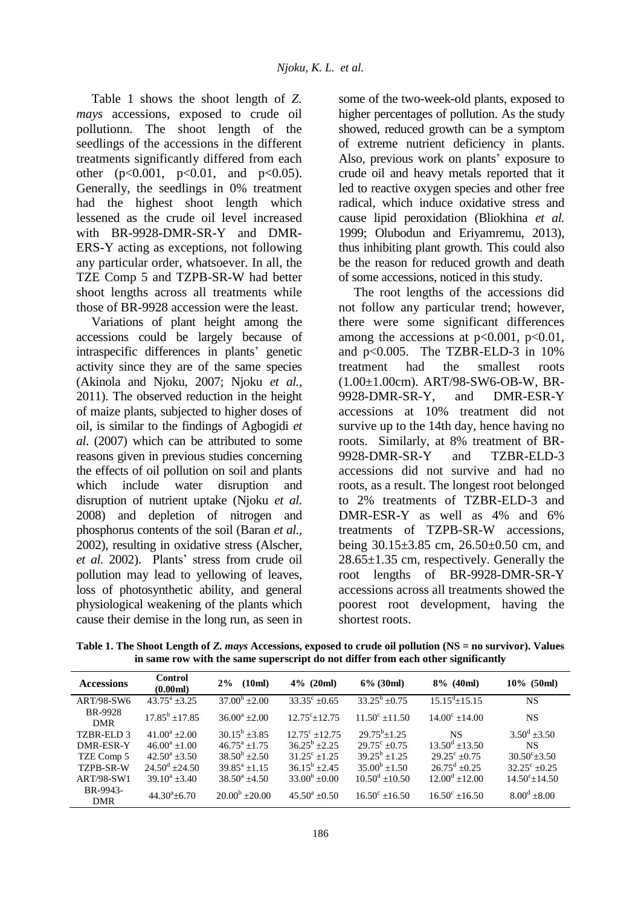Table 1 shows the shoot length of *Z. mays* accessions, exposed to crude oil pollutionn. The shoot length of the seedlings of the accessions in the different treatments significantly differed from each other ($p<0.001$, $p<0.01$, and $p<0.05$). Generally, the seedlings in 0% treatment had the highest shoot length which lessened as the crude oil level increased with BR-9928-DMR-SR-Y and DMR-ERS-Y acting as exceptions, not following any particular order, whatsoever. In all, the TZE Comp 5 and TZPB-SR-W had better shoot lengths across all treatments while those of BR-9928 accession were the least.

Variations of plant height among the accessions could be largely because of intraspecific differences in plants' genetic activity since they are of the same species (Akinola and Njoku, 2007; Njoku *et al.,* 2011). The observed reduction in the height of maize plants, subjected to higher doses of oil, is similar to the findings of Agbogidi *et al.* (2007) which can be attributed to some reasons given in previous studies concerning the effects of oil pollution on soil and plants which include water disruption and disruption of nutrient uptake (Njoku *et al.* 2008) and depletion of nitrogen and phosphorus contents of the soil (Baran *et al.,* 2002), resulting in oxidative stress (Alscher, *et al.* 2002). Plants' stress from crude oil pollution may lead to yellowing of leaves, loss of photosynthetic ability, and general physiological weakening of the plants which cause their demise in the long run, as seen in some of the two-week-old plants, exposed to higher percentages of pollution. As the study showed, reduced growth can be a symptom of extreme nutrient deficiency in plants. Also, previous work on plants' exposure to crude oil and heavy metals reported that it led to reactive oxygen species and other free radical, which induce oxidative stress and cause lipid peroxidation (Bliokhina *et al.* 1999; Olubodun and Eriyamremu, 2013), thus inhibiting plant growth. This could also be the reason for reduced growth and death of some accessions, noticed in this study.

The root lengths of the accessions did not follow any particular trend; however, there were some significant differences among the accessions at $p<0.001$, $p<0.01$, and $p<0.005$. The TZBR-ELD-3 in 10% treatment had the smallest roots (1.00±1.00cm). ART/98-SW6-OB-W, BR-9928-DMR-SR-Y, and DMR-ESR-Y accessions at 10% treatment did not survive up to the 14th day, hence having no roots. Similarly, at 8% treatment of BR-9928-DMR-SR-Y and TZBR-ELD-3 accessions did not survive and had no roots, as a result. The longest root belonged to 2% treatments of TZBR-ELD-3 and DMR-ESR-Y as well as 4% and 6% treatments of TZPB-SR-W accessions, being 30.15±3.85 cm, 26.50±0.50 cm, and 28.65±1.35 cm, respectively. Generally the root lengths of BR-9928-DMR-SR-Y accessions across all treatments showed the poorest root development, having the shortest roots.

**Table 1. The Shoot Length of *Z. mays* Accessions, exposed to crude oil pollution (NS = no survivor). Values in same row with the same superscript do not differ from each other significantly**

| Accessions | Control (0.00ml) | 2% (10ml) | 4% (20ml) | 6% (30ml) | 8% (40ml) | 10% (50ml) |
|---|---|---|---|---|---|---|
| ART/98-SW6 | $43.75^a$ ±3.25 | $37.00^b$ ±2.00 | $33.35^c$ ±0.65 | $33.25^b$ ±0.75 | $15.15^d$±15.15 | NS |
| BR-9928 DMR | $17.85^b$ ±17.85 | $36.00^a$ ±2.00 | $12.75^c$±12.75 | $11.50^c$ ±11.50 | $14.00^c$ ±14.00 | NS |
| TZBR-ELD 3 | $41.00^a$ ±2.00 | $30.15^b$ ±3.85 | $12.75^c$ ±12.75 | $29.75^b$±1.25 | NS | $3.50^d$ ±3.50 |
| DMR-ESR-Y | $46.00^a$ ±1.00 | $46.75^a$ ±1.75 | $36.25^b$ ±2.25 | $29.75^c$ ±0.75 | $13.50^d$ ±13.50 | NS |
| TZE Comp 5 | $42.50^a$ ±3.50 | $38.50^b$ ±2.50 | $31.25^c$ ±1.25 | $39.25^b$ ±1.25 | $29.25^c$ ±0.75 | $30.50^c$±3.50 |
| TZPB-SR-W | $24.50^d$ ±24.50 | $39.85^a$ ±1.15 | $36.15^b$ ±2.45 | $35.00^b$ ±1.50 | $26.75^d$ ±0.25 | $32.25^c$ ±0.25 |
| ART/98-SW1 | $39.10^a$ ±3.40 | $38.50^a$ ±4.50 | $33.00^b$ ±0.00 | $10.50^d$ ±10.50 | $12.00^d$ ±12.00 | $14.50^c$±14.50 |
| BR-9943-DMR | $44.30^a$±6.70 | $20.00^b$ ±20.00 | $45.50^a$ ±0.50 | $16.50^c$ ±16.50 | $16.50^c$ ±16.50 | $8.00^d$ ±8.00 |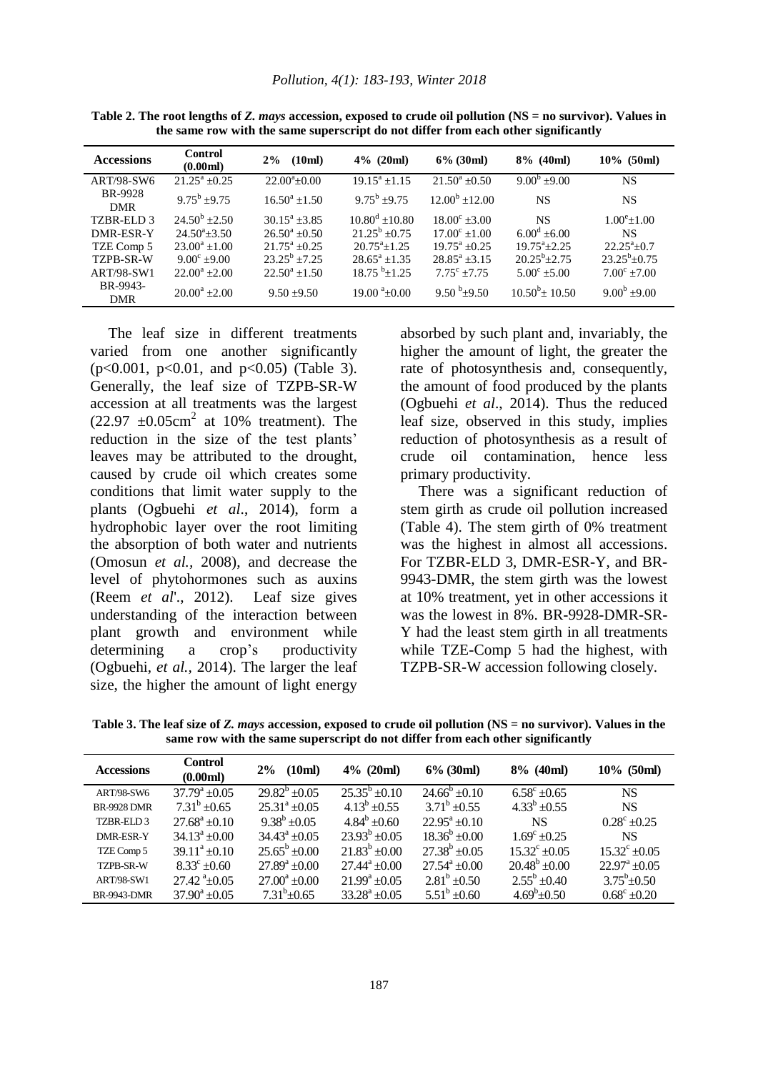**Table 2. The root lengths of *Z. mays* accession, exposed to crude oil pollution (NS = no survivor). Values in the same row with the same superscript do not differ from each other significantly**

| Accessions | Control (0.00ml) | 2% (10ml) | 4% (20ml) | 6% (30ml) | 8% (40ml) | 10% (50ml) |
|---|---|---|---|---|---|---|
| ART/98-SW6 | $21.25^a \pm 0.25$ | $22.00^a \pm 0.00$ | $19.15^a \pm 1.15$ | $21.50^a \pm 0.50$ | $9.00^b \pm 9.00$ | NS |
| BR-9928 DMR | $9.75^b \pm 9.75$ | $16.50^a \pm 1.50$ | $9.75^b \pm 9.75$ | $12.00^b \pm 12.00$ | NS | NS |
| TZBR-ELD 3 | $24.50^b \pm 2.50$ | $30.15^a \pm 3.85$ | $10.80^d \pm 10.80$ | $18.00^c \pm 3.00$ | NS | $1.00^e \pm 1.00$ |
| DMR-ESR-Y | $24.50^a \pm 3.50$ | $26.50^a \pm 0.50$ | $21.25^b \pm 0.75$ | $17.00^c \pm 1.00$ | $6.00^d \pm 6.00$ | NS |
| TZE Comp 5 | $23.00^a \pm 1.00$ | $21.75^a \pm 0.25$ | $20.75^a \pm 1.25$ | $19.75^a \pm 0.25$ | $19.75^a \pm 2.25$ | $22.25^a \pm 0.7$ |
| TZPB-SR-W | $9.00^c \pm 9.00$ | $23.25^b \pm 7.25$ | $28.65^a \pm 1.35$ | $28.85^a \pm 3.15$ | $20.25^b \pm 2.75$ | $23.25^b \pm 0.75$ |
| ART/98-SW1 | $22.00^a \pm 2.00$ | $22.50^a \pm 1.50$ | $18.75^b \pm 1.25$ | $7.75^c \pm 7.75$ | $5.00^c \pm 5.00$ | $7.00^c \pm 7.00$ |
| BR-9943-DMR | $20.00^a \pm 2.00$ | $9.50 \pm 9.50$ | $19.00^a \pm 0.00$ | $9.50^b \pm 9.50$ | $10.50^b \pm 10.50$ | $9.00^b \pm 9.00$ |

The leaf size in different treatments varied from one another significantly ($p<0.001$, $p<0.01$, and $p<0.05$) (Table 3). Generally, the leaf size of TZPB-SR-W accession at all treatments was the largest ($22.97 \pm 0.05cm^2$ at 10% treatment). The reduction in the size of the test plants' leaves may be attributed to the drought, caused by crude oil which creates some conditions that limit water supply to the plants (Ogbuehi *et al*., 2014), form a hydrophobic layer over the root limiting the absorption of both water and nutrients (Omosun *et al.,* 2008), and decrease the level of phytohormones such as auxins (Reem *et al*'., 2012). Leaf size gives understanding of the interaction between plant growth and environment while determining a crop's productivity (Ogbuehi, *et al.,* 2014). The larger the leaf size, the higher the amount of light energy absorbed by such plant and, invariably, the higher the amount of light, the greater the rate of photosynthesis and, consequently, the amount of food produced by the plants (Ogbuehi *et al*., 2014). Thus the reduced leaf size, observed in this study, implies reduction of photosynthesis as a result of crude oil contamination, hence less primary productivity.

There was a significant reduction of stem girth as crude oil pollution increased (Table 4). The stem girth of 0% treatment was the highest in almost all accessions. For TZBR-ELD 3, DMR-ESR-Y, and BR-9943-DMR, the stem girth was the lowest at 10% treatment, yet in other accessions it was the lowest in 8%. BR-9928-DMR-SR-Y had the least stem girth in all treatments while TZE-Comp 5 had the highest, with TZPB-SR-W accession following closely.

**Table 3. The leaf size of *Z. mays* accession, exposed to crude oil pollution (NS = no survivor). Values in the same row with the same superscript do not differ from each other significantly**

| Accessions | Control (0.00ml) | 2% (10ml) | 4% (20ml) | 6% (30ml) | 8% (40ml) | 10% (50ml) |
|---|---|---|---|---|---|---|
| ART/98-SW6 | $37.79^a \pm 0.05$ | $29.82^b \pm 0.05$ | $25.35^b \pm 0.10$ | $24.66^b \pm 0.10$ | $6.58^c \pm 0.65$ | NS |
| BR-9928 DMR | $7.31^b \pm 0.65$ | $25.31^a \pm 0.05$ | $4.13^b \pm 0.55$ | $3.71^b \pm 0.55$ | $4.33^b \pm 0.55$ | NS |
| TZBR-ELD 3 | $27.68^a \pm 0.10$ | $9.38^b \pm 0.05$ | $4.84^b \pm 0.60$ | $22.95^a \pm 0.10$ | NS | $0.28^c \pm 0.25$ |
| DMR-ESR-Y | $34.13^a \pm 0.00$ | $34.43^a \pm 0.05$ | $23.93^b \pm 0.05$ | $18.36^b \pm 0.00$ | $1.69^c \pm 0.25$ | NS |
| TZE Comp 5 | $39.11^a \pm 0.10$ | $25.65^b \pm 0.00$ | $21.83^b \pm 0.00$ | $27.38^b \pm 0.05$ | $15.32^c \pm 0.05$ | $15.32^c \pm 0.05$ |
| TZPB-SR-W | $8.33^c \pm 0.60$ | $27.89^a \pm 0.00$ | $27.44^a \pm 0.00$ | $27.54^a \pm 0.00$ | $20.48^b \pm 0.00$ | $22.97^a \pm 0.05$ |
| ART/98-SW1 | $27.42^a \pm 0.05$ | $27.00^a \pm 0.00$ | $21.99^a \pm 0.05$ | $2.81^b \pm 0.50$ | $2.55^b \pm 0.40$ | $3.75^b \pm 0.50$ |
| BR-9943-DMR | $37.90^a \pm 0.05$ | $7.31^b \pm 0.65$ | $33.28^a \pm 0.05$ | $5.51^b \pm 0.60$ | $4.69^b \pm 0.50$ | $0.68^c \pm 0.20$ |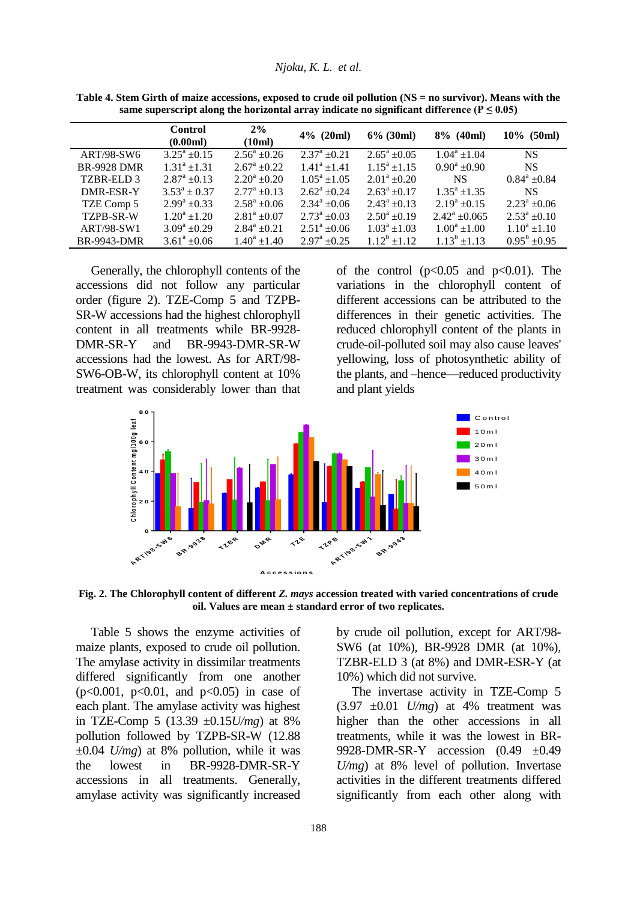**Table 4. Stem Girth of maize accessions, exposed to crude oil pollution (NS = no survivor). Means with the same superscript along the horizontal array indicate no significant difference ($P \leq 0.05$)**

| | Control (0.00ml) | 2% (10ml) | 4% (20ml) | 6% (30ml) | 8% (40ml) | 10% (50ml) |
|---|---|---|---|---|---|---|
| ART/98-SW6 | $3.25^a \pm 0.15$ | $2.56^a \pm 0.26$ | $2.37^a \pm 0.21$ | $2.65^a \pm 0.05$ | $1.04^a \pm 1.04$ | NS |
| BR-9928 DMR | $1.31^a \pm 1.31$ | $2.67^a \pm 0.22$ | $1.41^a \pm 1.41$ | $1.15^a \pm 1.15$ | $0.90^a \pm 0.90$ | NS |
| TZBR-ELD 3 | $2.87^a \pm 0.13$ | $2.20^a \pm 0.20$ | $1.05^a \pm 1.05$ | $2.01^a \pm 0.20$ | NS | $0.84^a \pm 0.84$ |
| DMR-ESR-Y | $3.53^a \pm 0.37$ | $2.77^a \pm 0.13$ | $2.62^a \pm 0.24$ | $2.63^a \pm 0.17$ | $1.35^a \pm 1.35$ | NS |
| TZE Comp 5 | $2.99^a \pm 0.33$ | $2.58^a \pm 0.06$ | $2.34^a \pm 0.06$ | $2.43^a \pm 0.13$ | $2.19^a \pm 0.15$ | $2.23^a \pm 0.06$ |
| TZPB-SR-W | $1.20^a \pm 1.20$ | $2.81^a \pm 0.07$ | $2.73^a \pm 0.03$ | $2.50^a \pm 0.19$ | $2.42^a \pm 0.065$ | $2.53^a \pm 0.10$ |
| ART/98-SW1 | $3.09^a \pm 0.29$ | $2.84^a \pm 0.21$ | $2.51^a \pm 0.06$ | $1.03^a \pm 1.03$ | $1.00^a \pm 1.00$ | $1.10^a \pm 1.10$ |
| BR-9943-DMR | $3.61^a \pm 0.06$ | $1.40^a \pm 1.40$ | $2.97^a \pm 0.25$ | $1.12^b \pm 1.12$ | $1.13^b \pm 1.13$ | $0.95^b \pm 0.95$ |

Generally, the chlorophyll contents of the accessions did not follow any particular order (figure 2). TZE-Comp 5 and TZPB-SR-W accessions had the highest chlorophyll content in all treatments while BR-9928-DMR-SR-Y and BR-9943-DMR-SR-W accessions had the lowest. As for ART/98-SW6-OB-W, its chlorophyll content at 10% treatment was considerably lower than that of the control ($p<0.05$ and $p<0.01$). The variations in the chlorophyll content of different accessions can be attributed to the differences in their genetic activities. The reduced chlorophyll content of the plants in crude-oil-polluted soil may also cause leaves' yellowing, loss of photosynthetic ability of the plants, and –hence—reduced productivity and plant yields

**Fig. 2. The Chlorophyll content of different *Z. mays* accession treated with varied concentrations of crude oil. Values are mean ± standard error of two replicates.**

Table 5 shows the enzyme activities of maize plants, exposed to crude oil pollution. The amylase activity in dissimilar treatments differed significantly from one another ($p<0.001$, $p<0.01$, and $p<0.05$) in case of each plant. The amylase activity was highest in TZE-Comp 5 (13.39 ±0.15*U/mg*) at 8% pollution followed by TZPB-SR-W (12.88 ±0.04 *U/mg*) at 8% pollution, while it was the lowest in BR-9928-DMR-SR-Y accessions in all treatments. Generally, amylase activity was significantly increased by crude oil pollution, except for ART/98-SW6 (at 10%), BR-9928 DMR (at 10%), TZBR-ELD 3 (at 8%) and DMR-ESR-Y (at 10%) which did not survive.

The invertase activity in TZE-Comp 5 (3.97 ±0.01 *U/mg*) at 4% treatment was higher than the other accessions in all treatments, while it was the lowest in BR-9928-DMR-SR-Y accession (0.49 ±0.49 *U/mg*) at 8% level of pollution. Invertase activities in the different treatments differed significantly from each other along with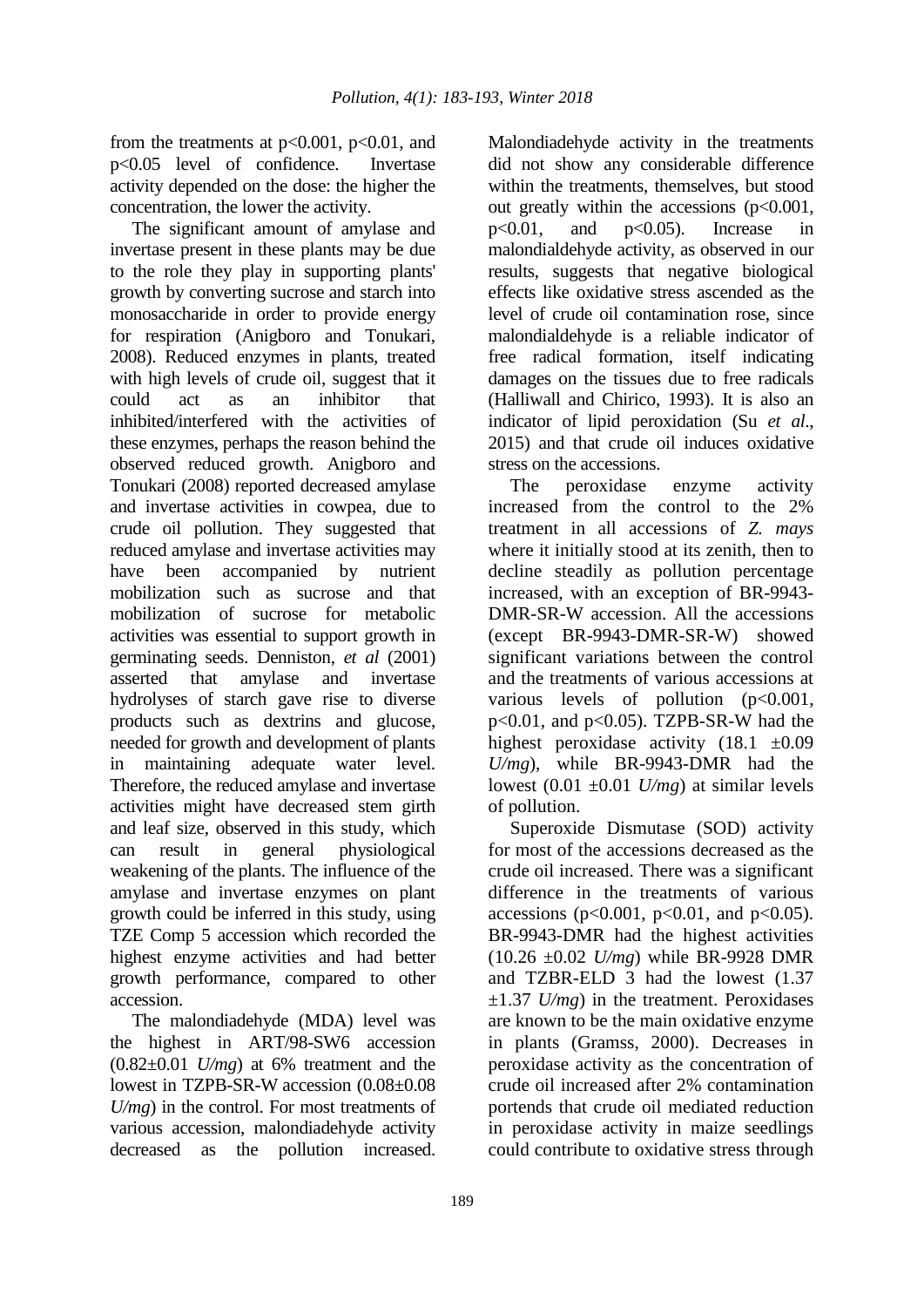from the treatments at $p<0.001$, $p<0.01$, and $p<0.05$ level of confidence. Invertase activity depended on the dose: the higher the concentration, the lower the activity.

The significant amount of amylase and invertase present in these plants may be due to the role they play in supporting plants' growth by converting sucrose and starch into monosaccharide in order to provide energy for respiration (Anigboro and Tonukari, 2008). Reduced enzymes in plants, treated with high levels of crude oil, suggest that it could act as an inhibitor that inhibited/interfered with the activities of these enzymes, perhaps the reason behind the observed reduced growth. Anigboro and Tonukari (2008) reported decreased amylase and invertase activities in cowpea, due to crude oil pollution. They suggested that reduced amylase and invertase activities may have been accompanied by nutrient mobilization such as sucrose and that mobilization of sucrose for metabolic activities was essential to support growth in germinating seeds. Denniston, *et al* (2001) asserted that amylase and invertase hydrolyses of starch gave rise to diverse products such as dextrins and glucose, needed for growth and development of plants in maintaining adequate water level. Therefore, the reduced amylase and invertase activities might have decreased stem girth and leaf size, observed in this study, which can result in general physiological weakening of the plants. The influence of the amylase and invertase enzymes on plant growth could be inferred in this study, using TZE Comp 5 accession which recorded the highest enzyme activities and had better growth performance, compared to other accession.

The malondiadehyde (MDA) level was the highest in ART/98-SW6 accession ($0.82\pm0.01$ *U/mg*) at 6% treatment and the lowest in TZPB-SR-W accession ($0.08\pm0.08$ *U/mg*) in the control. For most treatments of various accession, malondiadehyde activity decreased as the pollution increased. Malondiadehyde activity in the treatments did not show any considerable difference within the treatments, themselves, but stood out greatly within the accessions ($p<0.001$, $p<0.01$, and $p<0.05$). Increase in malondialdehyde activity, as observed in our results, suggests that negative biological effects like oxidative stress ascended as the level of crude oil contamination rose, since malondialdehyde is a reliable indicator of free radical formation, itself indicating damages on the tissues due to free radicals (Halliwall and Chirico, 1993). It is also an indicator of lipid peroxidation (Su *et al*., 2015) and that crude oil induces oxidative stress on the accessions.

The peroxidase enzyme activity increased from the control to the 2% treatment in all accessions of *Z. mays* where it initially stood at its zenith, then to decline steadily as pollution percentage increased, with an exception of BR-9943-DMR-SR-W accession. All the accessions (except BR-9943-DMR-SR-W) showed significant variations between the control and the treatments of various accessions at various levels of pollution ($p<0.001$, $p<0.01$, and $p<0.05$). TZPB-SR-W had the highest peroxidase activity ($18.1 \pm0.09$ *U/mg*), while BR-9943-DMR had the lowest ($0.01 \pm0.01$ *U/mg*) at similar levels of pollution.

Superoxide Dismutase (SOD) activity for most of the accessions decreased as the crude oil increased. There was a significant difference in the treatments of various accessions ($p<0.001$, $p<0.01$, and $p<0.05$). BR-9943-DMR had the highest activities ($10.26 \pm0.02$ *U/mg*) while BR-9928 DMR and TZBR-ELD 3 had the lowest ($1.37 \pm1.37$ *U/mg*) in the treatment. Peroxidases are known to be the main oxidative enzyme in plants (Gramss, 2000). Decreases in peroxidase activity as the concentration of crude oil increased after 2% contamination portends that crude oil mediated reduction in peroxidase activity in maize seedlings could contribute to oxidative stress through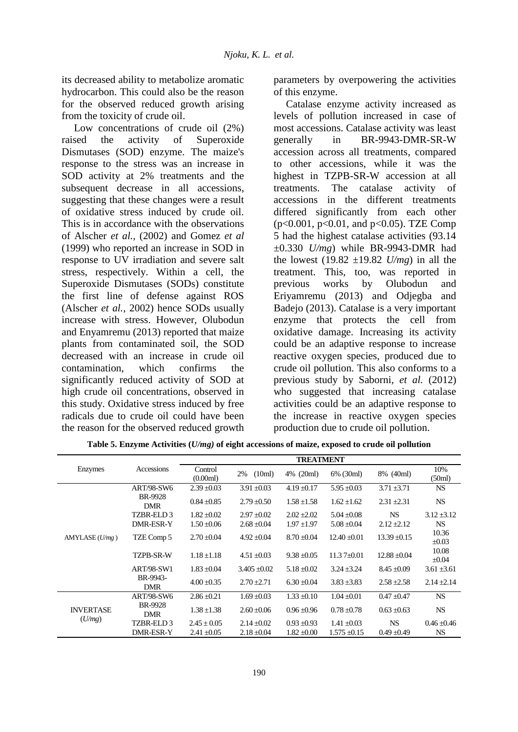its decreased ability to metabolize aromatic hydrocarbon. This could also be the reason for the observed reduced growth arising from the toxicity of crude oil.

Low concentrations of crude oil (2%) raised the activity of Superoxide Dismutases (SOD) enzyme. The maize's response to the stress was an increase in SOD activity at 2% treatments and the subsequent decrease in all accessions, suggesting that these changes were a result of oxidative stress induced by crude oil. This is in accordance with the observations of Alscher *et al.,* (2002) and Gomez *et al* (1999) who reported an increase in SOD in response to UV irradiation and severe salt stress, respectively. Within a cell, the Superoxide Dismutases (SODs) constitute the first line of defense against ROS (Alscher *et al.,* 2002) hence SODs usually increase with stress. However, Olubodun and Enyamremu (2013) reported that maize plants from contaminated soil, the SOD decreased with an increase in crude oil contamination, which confirms the significantly reduced activity of SOD at high crude oil concentrations, observed in this study. Oxidative stress induced by free radicals due to crude oil could have been the reason for the observed reduced growth parameters by overpowering the activities of this enzyme.

Catalase enzyme activity increased as levels of pollution increased in case of most accessions. Catalase activity was least generally in BR-9943-DMR-SR-W accession across all treatments, compared to other accessions, while it was the highest in TZPB-SR-W accession at all treatments. The catalase activity of accessions in the different treatments differed significantly from each other ($p<0.001$, $p<0.01$, and $p<0.05$). TZE Comp 5 had the highest catalase activities (93.14 ±0.330 *U/mg*) while BR-9943-DMR had the lowest (19.82 ±19.82 *U/mg*) in all the treatment. This, too, was reported in previous works by Olubodun and Eriyamremu (2013) and Odjegba and Badejo (2013). Catalase is a very important enzyme that protects the cell from oxidative damage. Increasing its activity could be an adaptive response to increase reactive oxygen species, produced due to crude oil pollution. This also conforms to a previous study by Saborni, *et al.* (2012) who suggested that increasing catalase activities could be an adaptive response to the increase in reactive oxygen species production due to crude oil pollution.

**Table 5. Enzyme Activities (*U/mg)* of eight accessions of maize, exposed to crude oil pollution**

| Enzymes | Accessions | TREATMENT | | | | | |
|---|---|---|---|---|---|---|---|
| | | Control (0.00ml) | 2% (10ml) | 4% (20ml) | 6% (30ml) | 8% (40ml) | 10% (50ml) |
| AMYLASE (*U/mg*) | ART/98-SW6 | 2.39 ±0.03 | 3.91 ±0.03 | 4.19 ±0.17 | 5.95 ±0.03 | 3.71 ±3.71 | NS |
| | BR-9928 DMR | 0.84 ±0.85 | 2.79 ±0.50 | 1.58 ±1.58 | 1.62 ±1.62 | 2.31 ±2.31 | NS |
| | TZBR-ELD 3 | 1.82 ±0.02 | 2.97 ±0.02 | 2.02 ±2.02 | 5.04 ±0.08 | NS | 3.12 ±3.12 |
| | DMR-ESR-Y | 1.50 ±0.06 | 2.68 ±0.04 | 1.97 ±1.97 | 5.08 ±0.04 | 2.12 ±2.12 | NS |
| | TZE Comp 5 | 2.70 ±0.04 | 4.92 ±0.04 | 8.70 ±0.04 | 12.40 ±0.01 | 13.39 ±0.15 | 10.36 ±0.03 |
| | TZPB-SR-W | 1.18 ±1.18 | 4.51 ±0.03 | 9.38 ±0.05 | 11.3 7±0.01 | 12.88 ±0.04 | 10.08 ±0.04 |
| | ART/98-SW1 | 1.83 ±0.04 | 3.405 ±0.02 | 5.18 ±0.02 | 3.24 ±3.24 | 8.45 ±0.09 | 3.61 ±3.61 |
| | BR-9943-DMR | 4.00 ±0.35 | 2.70 ±2.71 | 6.30 ±0.04 | 3.83 ±3.83 | 2.58 ±2.58 | 2.14 ±2.14 |
| INVERTASE (*U/mg*) | ART/98-SW6 | 2.86 ±0.21 | 1.69 ±0.03 | 1.33 ±0.10 | 1.04 ±0.01 | 0.47 ±0.47 | NS |
| | BR-9928 DMR | 1.38 ±1.38 | 2.60 ±0.06 | 0.96 ±0.96 | 0.78 ±0.78 | 0.63 ±0.63 | NS |
| | TZBR-ELD 3 | 2.45 ± 0.05 | 2.14 ±0.02 | 0.93 ±0.93 | 1.41 ±0.03 | NS | 0.46 ±0.46 |
| | DMR-ESR-Y | 2.41 ±0.05 | 2.18 ±0.04 | 1.82 ±0.00 | 1.575 ±0.15 | 0.49 ±0.49 | NS |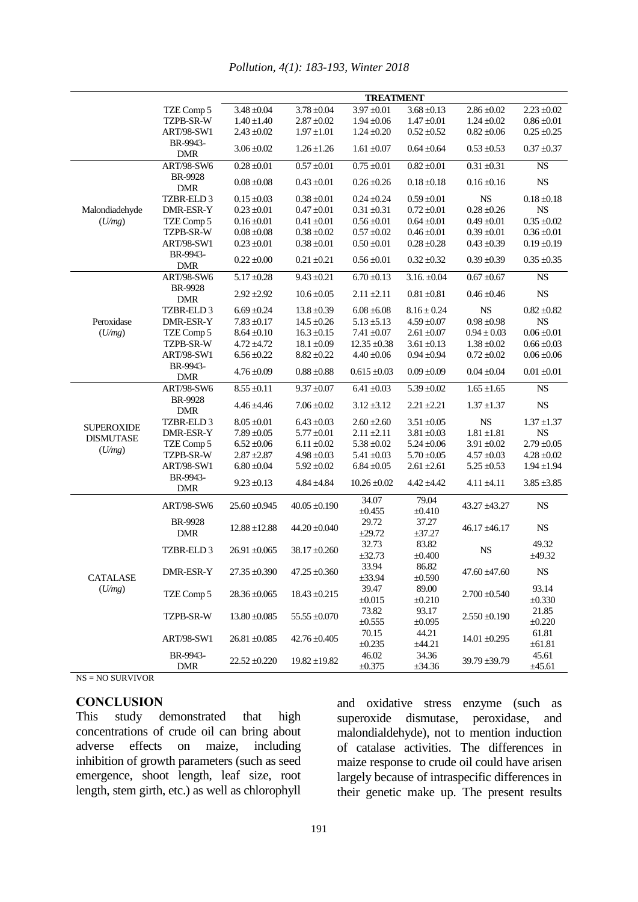| | | TREATMENT | | | | | |
|---|---|---|---|---|---|---|---|
| | TZE Comp 5 | 3.48 ±0.04 | 3.78 ±0.04 | 3.97 ±0.01 | 3.68 ±0.13 | 2.86 ±0.02 | 2.23 ±0.02 |
| | TZPB-SR-W | 1.40 ±1.40 | 2.87 ±0.02 | 1.94 ±0.06 | 1.47 ±0.01 | 1.24 ±0.02 | 0.86 ±0.01 |
| | ART/98-SW1 | 2.43 ±0.02 | 1.97 ±1.01 | 1.24 ±0.20 | 0.52 ±0.52 | 0.82 ±0.06 | 0.25 ±0.25 |
| | BR-9943-DMR | 3.06 ±0.02 | 1.26 ±1.26 | 1.61 ±0.07 | 0.64 ±0.64 | 0.53 ±0.53 | 0.37 ±0.37 |
| Malondiadehyde (*U/mg*) | ART/98-SW6 | 0.28 ±0.01 | 0.57 ±0.01 | 0.75 ±0.01 | 0.82 ±0.01 | 0.31 ±0.31 | NS |
| | BR-9928 DMR | 0.08 ±0.08 | 0.43 ±0.01 | 0.26 ±0.26 | 0.18 ±0.18 | 0.16 ±0.16 | NS |
| | TZBR-ELD 3 | 0.15 ±0.03 | 0.38 ±0.01 | 0.24 ±0.24 | 0.59 ±0.01 | NS | 0.18 ±0.18 |
| | DMR-ESR-Y | 0.23 ±0.01 | 0.47 ±0.01 | 0.31 ±0.31 | 0.72 ±0.01 | 0.28 ±0.26 | NS |
| | TZE Comp 5 | 0.16 ±0.01 | 0.41 ±0.01 | 0.56 ±0.01 | 0.64 ±0.01 | 0.49 ±0.01 | 0.35 ±0.02 |
| | TZPB-SR-W | 0.08 ±0.08 | 0.38 ±0.02 | 0.57 ±0.02 | 0.46 ±0.01 | 0.39 ±0.01 | 0.36 ±0.01 |
| | ART/98-SW1 | 0.23 ±0.01 | 0.38 ±0.01 | 0.50 ±0.01 | 0.28 ±0.28 | 0.43 ±0.39 | 0.19 ±0.19 |
| | BR-9943-DMR | 0.22 ±0.00 | 0.21 ±0.21 | 0.56 ±0.01 | 0.32 ±0.32 | 0.39 ±0.39 | 0.35 ±0.35 |
| Peroxidase (*U/mg*) | ART/98-SW6 | 5.17 ±0.28 | 9.43 ±0.21 | 6.70 ±0.13 | 3.16. ±0.04 | 0.67 ±0.67 | NS |
| | BR-9928 DMR | 2.92 ±2.92 | 10.6 ±0.05 | 2.11 ±2.11 | 0.81 ±0.81 | 0.46 ±0.46 | NS |
| | TZBR-ELD 3 | 6.69 ±0.24 | 13.8 ±0.39 | 6.08 ±6.08 | 8.16 ± 0.24 | NS | 0.82 ±0.82 |
| | DMR-ESR-Y | 7.83 ±0.17 | 14.5 ±0.26 | 5.13 ±5.13 | 4.59 ±0.07 | 0.98 ±0.98 | NS |
| | TZE Comp 5 | 8.64 ±0.10 | 16.3 ±0.15 | 7.41 ±0.07 | 2.61 ±0.07 | 0.94 ± 0.03 | 0.06 ±0.01 |
| | TZPB-SR-W | 4.72 ±4.72 | 18.1 ±0.09 | 12.35 ±0.38 | 3.61 ±0.13 | 1.38 ±0.02 | 0.66 ±0.03 |
| | ART/98-SW1 | 6.56 ±0.22 | 8.82 ±0.22 | 4.40 ±0.06 | 0.94 ±0.94 | 0.72 ±0.02 | 0.06 ±0.06 |
| | BR-9943-DMR | 4.76 ±0.09 | 0.88 ±0.88 | 0.615 ±0.03 | 0.09 ±0.09 | 0.04 ±0.04 | 0.01 ±0.01 |
| SUPEROXIDE DISMUTASE (*U/mg*) | ART/98-SW6 | 8.55 ±0.11 | 9.37 ±0.07 | 6.41 ±0.03 | 5.39 ±0.02 | 1.65 ±1.65 | NS |
| | BR-9928 DMR | 4.46 ±4.46 | 7.06 ±0.02 | 3.12 ±3.12 | 2.21 ±2.21 | 1.37 ±1.37 | NS |
| | TZBR-ELD 3 | 8.05 ±0.01 | 6.43 ±0.03 | 2.60 ±2.60 | 3.51 ±0.05 | NS | 1.37 ±1.37 |
| | DMR-ESR-Y | 7.89 ±0.05 | 5.77 ±0.01 | 2.11 ±2.11 | 3.81 ±0.03 | 1.81 ±1.81 | NS |
| | TZE Comp 5 | 6.52 ±0.06 | 6.11 ±0.02 | 5.38 ±0.02 | 5.24 ±0.06 | 3.91 ±0.02 | 2.79 ±0.05 |
| | TZPB-SR-W | 2.87 ±2.87 | 4.98 ±0.03 | 5.41 ±0.03 | 5.70 ±0.05 | 4.57 ±0.03 | 4.28 ±0.02 |
| | ART/98-SW1 | 6.80 ±0.04 | 5.92 ±0.02 | 6.84 ±0.05 | 2.61 ±2.61 | 5.25 ±0.53 | 1.94 ±1.94 |
| | BR-9943-DMR | 9.23 ±0.13 | 4.84 ±4.84 | 10.26 ±0.02 | 4.42 ±4.42 | 4.11 ±4.11 | 3.85 ±3.85 |
| CATALASE (*U/mg*) | ART/98-SW6 | 25.60 ±0.945 | 40.05 ±0.190 | 34.07 ±0.455 | 79.04 ±0.410 | 43.27 ±43.27 | NS |
| | BR-9928 DMR | 12.88 ±12.88 | 44.20 ±0.040 | 29.72 ±29.72 | 37.27 ±37.27 | 46.17 ±46.17 | NS |
| | TZBR-ELD 3 | 26.91 ±0.065 | 38.17 ±0.260 | 32.73 ±32.73 | 83.82 ±0.400 | NS | 49.32 ±49.32 |
| | DMR-ESR-Y | 27.35 ±0.390 | 47.25 ±0.360 | 33.94 ±33.94 | 86.82 ±0.590 | 47.60 ±47.60 | NS |
| | TZE Comp 5 | 28.36 ±0.065 | 18.43 ±0.215 | 39.47 ±0.015 | 89.00 ±0.210 | 2.700 ±0.540 | 93.14 ±0.330 |
| | TZPB-SR-W | 13.80 ±0.085 | 55.55 ±0.070 | 73.82 ±0.555 | 93.17 ±0.095 | 2.550 ±0.190 | 21.85 ±0.220 |
| | ART/98-SW1 | 26.81 ±0.085 | 42.76 ±0.405 | 70.15 ±0.235 | 44.21 ±44.21 | 14.01 ±0.295 | 61.81 ±61.81 |
| | BR-9943-DMR | 22.52 ±0.220 | 19.82 ±19.82 | 46.02 ±0.375 | 34.36 ±34.36 | 39.79 ±39.79 | 45.61 ±45.61 |

NS = NO SURVIVOR

## CONCLUSION

This study demonstrated that high concentrations of crude oil can bring about adverse effects on maize, including inhibition of growth parameters (such as seed emergence, shoot length, leaf size, root length, stem girth, etc.) as well as chlorophyll and oxidative stress enzyme (such as superoxide dismutase, peroxidase, and malondialdehyde), not to mention induction of catalase activities. The differences in maize response to crude oil could have arisen largely because of intraspecific differences in their genetic make up. The present results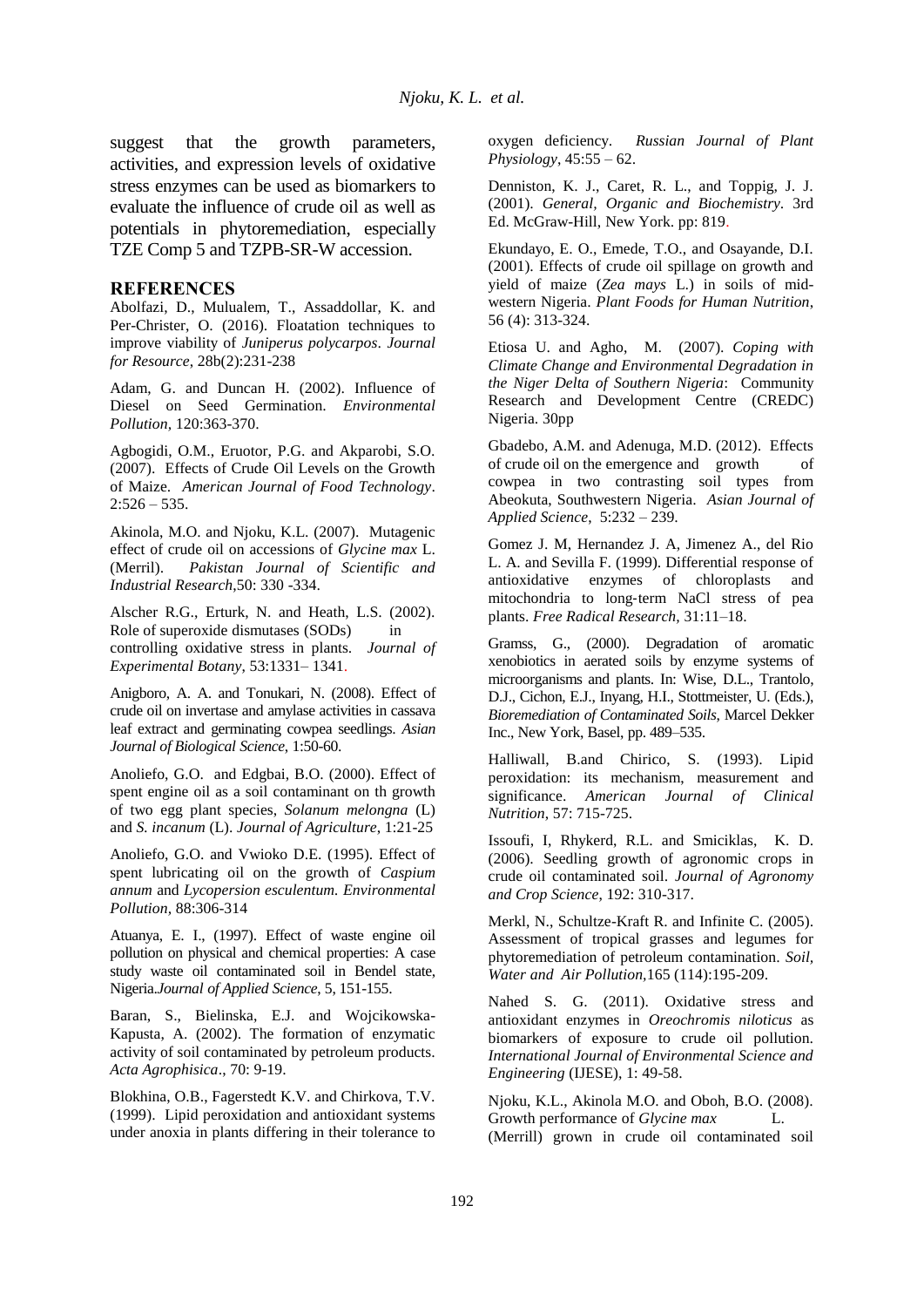suggest that the growth parameters, activities, and expression levels of oxidative stress enzymes can be used as biomarkers to evaluate the influence of crude oil as well as potentials in phytoremediation, especially TZE Comp 5 and TZPB-SR-W accession.

## REFERENCES

Abolfazi, D., Mulualem, T., Assaddollar, K. and Per-Christer, O. (2016). Floatation techniques to improve viability of *Juniperus polycarpos*. *Journal for Resource*, 28b(2):231-238

Adam, G. and Duncan H. (2002). Influence of Diesel on Seed Germination. *Environmental Pollution*, 120:363-370.

Agbogidi, O.M., Eruotor, P.G. and Akparobi, S.O. (2007). Effects of Crude Oil Levels on the Growth of Maize. *American Journal of Food Technology*. 2:526 – 535.

Akinola, M.O. and Njoku, K.L. (2007). Mutagenic effect of crude oil on accessions of *Glycine max* L. (Merril). *Pakistan Journal of Scientific and Industrial Research*,50: 330 -334.

Alscher R.G., Erturk, N. and Heath, L.S. (2002). Role of superoxide dismutases (SODs) in controlling oxidative stress in plants. *Journal of Experimental Botany*, 53:1331– 1341.

Anigboro, A. A. and Tonukari, N. (2008). Effect of crude oil on invertase and amylase activities in cassava leaf extract and germinating cowpea seedlings. *Asian Journal of Biological Science*, 1:50-60.

Anoliefo, G.O. and Edgbai, B.O. (2000). Effect of spent engine oil as a soil contaminant on th growth of two egg plant species, *Solanum melongna* (L) and *S. incanum* (L). *Journal of Agriculture*, 1:21-25

Anoliefo, G.O. and Vwioko D.E. (1995). Effect of spent lubricating oil on the growth of *Caspium annum* and *Lycopersion esculentum*. *Environmental Pollution*, 88:306-314

Atuanya, E. I., (1997). Effect of waste engine oil pollution on physical and chemical properties: A case study waste oil contaminated soil in Bendel state, Nigeria.*Journal of Applied Science*, 5, 151-155.

Baran, S., Bielinska, E.J. and Wojcikowska-Kapusta, A. (2002). The formation of enzymatic activity of soil contaminated by petroleum products. *Acta Agrophisica*., 70: 9-19.

Blokhina, O.B., Fagerstedt K.V. and Chirkova, T.V. (1999). Lipid peroxidation and antioxidant systems under anoxia in plants differing in their tolerance to oxygen deficiency. *Russian Journal of Plant Physiology*, 45:55 – 62.

Denniston, K. J., Caret, R. L., and Toppig, J. J. (2001). *General, Organic and Biochemistry*. 3rd Ed. McGraw-Hill, New York. pp: 819.

Ekundayo, E. O., Emede, T.O., and Osayande, D.I. (2001). Effects of crude oil spillage on growth and yield of maize (*Zea mays* L.) in soils of mid-western Nigeria. *Plant Foods for Human Nutrition*, 56 (4): 313-324.

Etiosa U. and Agho, M. (2007). *Coping with Climate Change and Environmental Degradation in the Niger Delta of Southern Nigeria*: Community Research and Development Centre (CREDC) Nigeria. 30pp

Gbadebo, A.M. and Adenuga, M.D. (2012). Effects of crude oil on the emergence and growth of cowpea in two contrasting soil types from Abeokuta, Southwestern Nigeria. *Asian Journal of Applied Science*, 5:232 – 239.

Gomez J. M, Hernandez J. A, Jimenez A., del Rio L. A. and Sevilla F. (1999). Differential response of antioxidative enzymes of chloroplasts and mitochondria to long-term NaCl stress of pea plants. *Free Radical Research*, 31:11–18.

Gramss, G., (2000). Degradation of aromatic xenobiotics in aerated soils by enzyme systems of microorganisms and plants. In: Wise, D.L., Trantolo, D.J., Cichon, E.J., Inyang, H.I., Stottmeister, U. (Eds.), *Bioremediation of Contaminated Soils*, Marcel Dekker Inc., New York, Basel, pp. 489–535.

Halliwall, B.and Chirico, S. (1993). Lipid peroxidation: its mechanism, measurement and significance. *American Journal of Clinical Nutrition*, 57: 715-725.

Issoufi, I, Rhykerd, R.L. and Smiciklas, K. D. (2006). Seedling growth of agronomic crops in crude oil contaminated soil. *Journal of Agronomy and Crop Science*, 192: 310-317.

Merkl, N., Schultze-Kraft R. and Infinite C. (2005). Assessment of tropical grasses and legumes for phytoremediation of petroleum contamination. *Soil, Water and Air Pollution*,165 (114):195-209.

Nahed S. G. (2011). Oxidative stress and antioxidant enzymes in *Oreochromis niloticus* as biomarkers of exposure to crude oil pollution. *International Journal of Environmental Science and Engineering* (IJESE), 1: 49-58.

Njoku, K.L., Akinola M.O. and Oboh, B.O. (2008). Growth performance of *Glycine max* L. (Merrill) grown in crude oil contaminated soil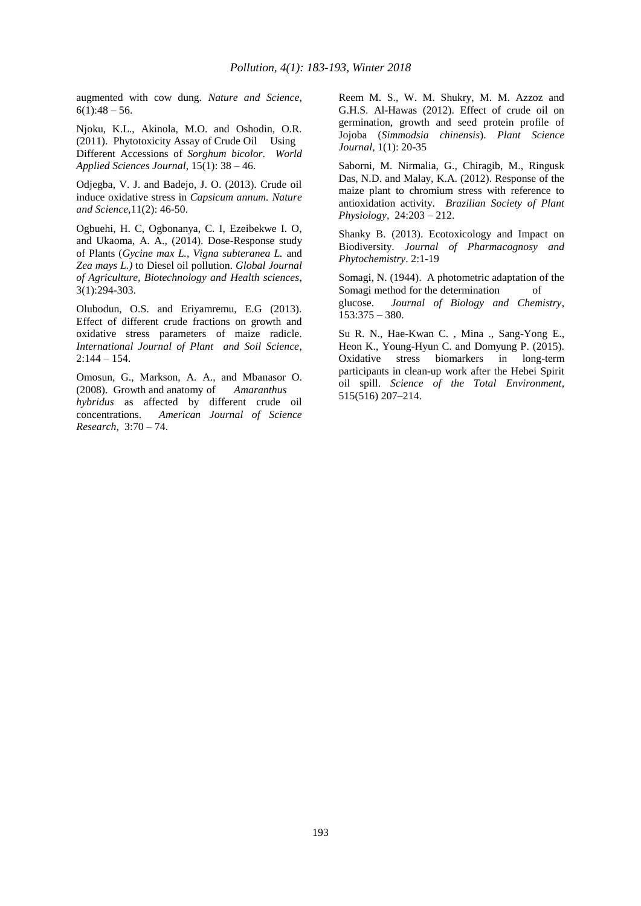augmented with cow dung. *Nature and Science*, 6(1):48 – 56.

Njoku, K.L., Akinola, M.O. and Oshodin, O.R. (2011). Phytotoxicity Assay of Crude Oil Using Different Accessions of *Sorghum bicolor*. *World Applied Sciences Journal*, 15(1): 38 – 46.

Odjegba, V. J. and Badejo, J. O. (2013). Crude oil induce oxidative stress in *Capsicum annum. Nature and Science*,11(2): 46-50.

Ogbuehi, H. C, Ogbonanya, C. I, Ezeibekwe I. O, and Ukaoma, A. A., (2014). Dose-Response study of Plants (*Gycine max L., Vigna subteranea L.* and *Zea mays L.)* to Diesel oil pollution. *Global Journal of Agriculture, Biotechnology and Health sciences*, 3(1):294-303.

Olubodun, O.S. and Eriyamremu, E.G (2013). Effect of different crude fractions on growth and oxidative stress parameters of maize radicle. *International Journal of Plant and Soil Science*, 2:144 – 154.

Omosun, G., Markson, A. A., and Mbanasor O. (2008). Growth and anatomy of *Amaranthus hybridus* as affected by different crude oil concentrations. *American Journal of Science Research*, 3:70 – 74.

Reem M. S., W. M. Shukry, M. M. Azzoz and G.H.S. Al-Hawas (2012). Effect of crude oil on germination, growth and seed protein profile of Jojoba (*Simmodsia chinensis*). *Plant Science Journal*, 1(1): 20-35

Saborni, M. Nirmalia, G., Chiragib, M., Ringusk Das, N.D. and Malay, K.A. (2012). Response of the maize plant to chromium stress with reference to antioxidation activity. *Brazilian Society of Plant Physiology*, 24:203 – 212.

Shanky B. (2013). Ecotoxicology and Impact on Biodiversity. *Journal of Pharmacognosy and Phytochemistry*. 2:1-19

Somagi, N. (1944). A photometric adaptation of the Somagi method for the determination of glucose. *Journal of Biology and Chemistry*, 153:375 – 380.

Su R. N., Hae-Kwan C. , Mina ., Sang-Yong E., Heon K., Young-Hyun C. and Domyung P. (2015). Oxidative stress biomarkers in long-term participants in clean-up work after the Hebei Spirit oil spill. *Science of the Total Environment*, 515(516) 207–214.